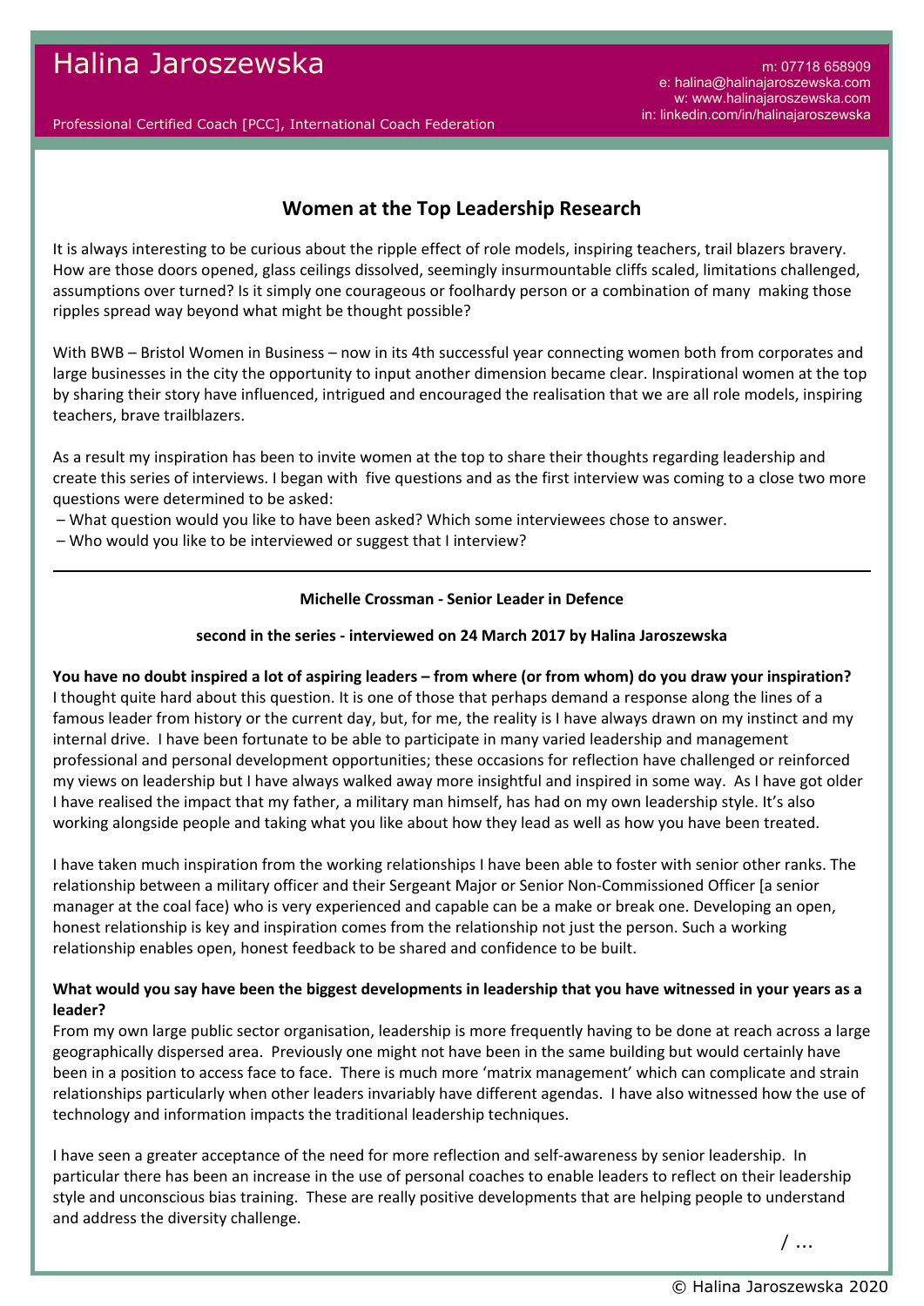# Halina Jaroszewska

Professional Certified Coach [PCC], International Coach Federation

m: 07718 658909
e: halina@halinajaroszewska.com
w: www.halinajaroszewska.com
in: linkedin.com/in/halinajaroszewska

## Women at the Top Leadership Research

It is always interesting to be curious about the ripple effect of role models, inspiring teachers, trail blazers bravery. How are those doors opened, glass ceilings dissolved, seemingly insurmountable cliffs scaled, limitations challenged, assumptions over turned? Is it simply one courageous or foolhardy person or a combination of many making those ripples spread way beyond what might be thought possible?

With BWB – Bristol Women in Business – now in its 4th successful year connecting women both from corporates and large businesses in the city the opportunity to input another dimension became clear. Inspirational women at the top by sharing their story have influenced, intrigued and encouraged the realisation that we are all role models, inspiring teachers, brave trailblazers.

As a result my inspiration has been to invite women at the top to share their thoughts regarding leadership and create this series of interviews. I began with five questions and as the first interview was coming to a close two more questions were determined to be asked:

– What question would you like to have been asked? Which some interviewees chose to answer.
– Who would you like to be interviewed or suggest that I interview?

---

**Michelle Crossman - Senior Leader in Defence**

**second in the series - interviewed on 24 March 2017 by Halina Jaroszewska**

**You have no doubt inspired a lot of aspiring leaders – from where (or from whom) do you draw your inspiration?**
I thought quite hard about this question. It is one of those that perhaps demand a response along the lines of a famous leader from history or the current day, but, for me, the reality is I have always drawn on my instinct and my internal drive. I have been fortunate to be able to participate in many varied leadership and management professional and personal development opportunities; these occasions for reflection have challenged or reinforced my views on leadership but I have always walked away more insightful and inspired in some way. As I have got older I have realised the impact that my father, a military man himself, has had on my own leadership style. It's also working alongside people and taking what you like about how they lead as well as how you have been treated.

I have taken much inspiration from the working relationships I have been able to foster with senior other ranks. The relationship between a military officer and their Sergeant Major or Senior Non-Commissioned Officer [a senior manager at the coal face) who is very experienced and capable can be a make or break one. Developing an open, honest relationship is key and inspiration comes from the relationship not just the person. Such a working relationship enables open, honest feedback to be shared and confidence to be built.

**What would you say have been the biggest developments in leadership that you have witnessed in your years as a leader?**
From my own large public sector organisation, leadership is more frequently having to be done at reach across a large geographically dispersed area. Previously one might not have been in the same building but would certainly have been in a position to access face to face. There is much more 'matrix management' which can complicate and strain relationships particularly when other leaders invariably have different agendas. I have also witnessed how the use of technology and information impacts the traditional leadership techniques.

I have seen a greater acceptance of the need for more reflection and self-awareness by senior leadership. In particular there has been an increase in the use of personal coaches to enable leaders to reflect on their leadership style and unconscious bias training. These are really positive developments that are helping people to understand and address the diversity challenge.

/ ...

© Halina Jaroszewska 2020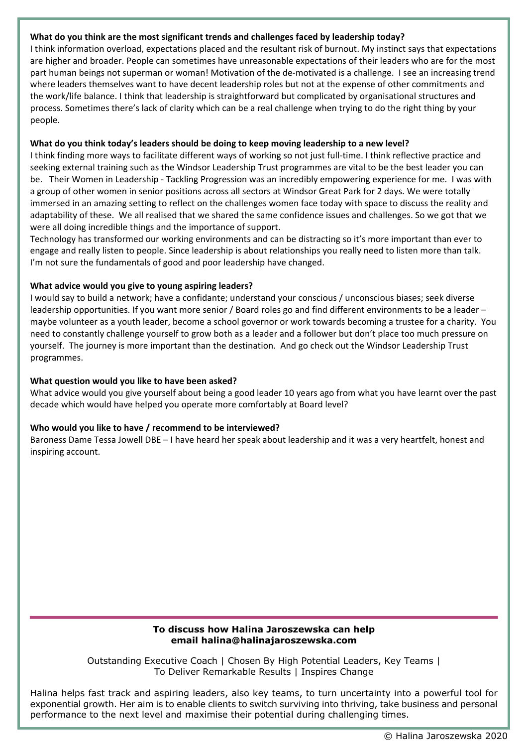**What do you think are the most significant trends and challenges faced by leadership today?**

I think information overload, expectations placed and the resultant risk of burnout. My instinct says that expectations are higher and broader. People can sometimes have unreasonable expectations of their leaders who are for the most part human beings not superman or woman! Motivation of the de-motivated is a challenge. I see an increasing trend where leaders themselves want to have decent leadership roles but not at the expense of other commitments and the work/life balance. I think that leadership is straightforward but complicated by organisational structures and process. Sometimes there's lack of clarity which can be a real challenge when trying to do the right thing by your people.

**What do you think today's leaders should be doing to keep moving leadership to a new level?**

I think finding more ways to facilitate different ways of working so not just full-time. I think reflective practice and seeking external training such as the Windsor Leadership Trust programmes are vital to be the best leader you can be. Their Women in Leadership - Tackling Progression was an incredibly empowering experience for me. I was with a group of other women in senior positions across all sectors at Windsor Great Park for 2 days. We were totally immersed in an amazing setting to reflect on the challenges women face today with space to discuss the reality and adaptability of these. We all realised that we shared the same confidence issues and challenges. So we got that we were all doing incredible things and the importance of support.

Technology has transformed our working environments and can be distracting so it's more important than ever to engage and really listen to people. Since leadership is about relationships you really need to listen more than talk. I'm not sure the fundamentals of good and poor leadership have changed.

**What advice would you give to young aspiring leaders?**

I would say to build a network; have a confidante; understand your conscious / unconscious biases; seek diverse leadership opportunities. If you want more senior / Board roles go and find different environments to be a leader – maybe volunteer as a youth leader, become a school governor or work towards becoming a trustee for a charity. You need to constantly challenge yourself to grow both as a leader and a follower but don't place too much pressure on yourself. The journey is more important than the destination. And go check out the Windsor Leadership Trust programmes.

**What question would you like to have been asked?**

What advice would you give yourself about being a good leader 10 years ago from what you have learnt over the past decade which would have helped you operate more comfortably at Board level?

**Who would you like to have / recommend to be interviewed?**

Baroness Dame Tessa Jowell DBE – I have heard her speak about leadership and it was a very heartfelt, honest and inspiring account.

---

**To discuss how Halina Jaroszewska can help**
**email halina@halinajaroszewska.com**

Outstanding Executive Coach | Chosen By High Potential Leaders, Key Teams | To Deliver Remarkable Results | Inspires Change

Halina helps fast track and aspiring leaders, also key teams, to turn uncertainty into a powerful tool for exponential growth. Her aim is to enable clients to switch surviving into thriving, take business and personal performance to the next level and maximise their potential during challenging times.

© Halina Jaroszewska 2020